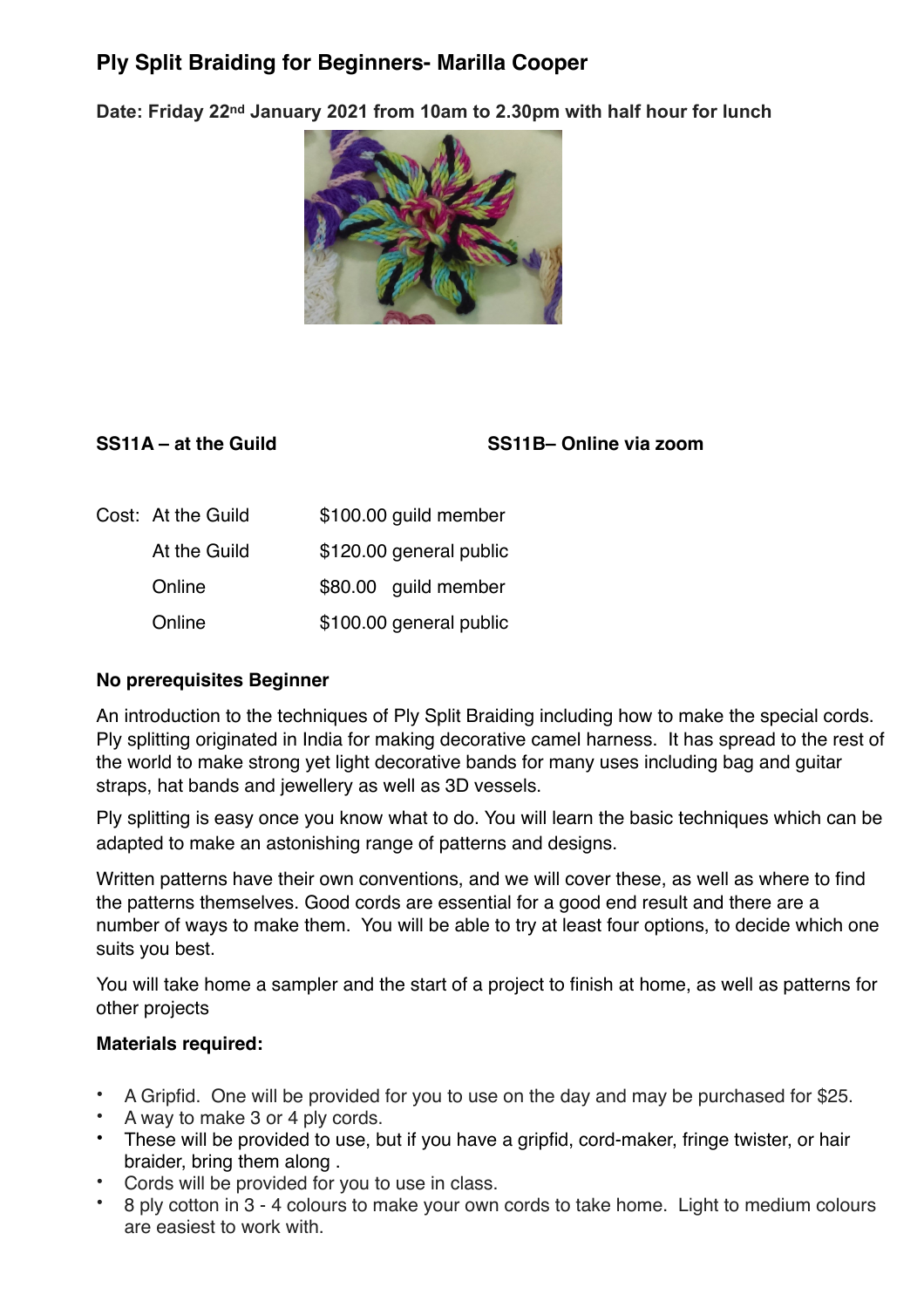# Ply Split Braiding for Beginners- Marilla Cooper

**Date: Friday 22nd January 2021 from 10am to 2.30pm with half hour for lunch**

**SS11A – at the Guild**

**SS11B– Online via zoom**

| Cost: | | |
|---|---|---|
| | At the Guild | $100.00 guild member |
| | At the Guild | $120.00 general public |
| | Online | $80.00 guild member |
| | Online | $100.00 general public |

**No prerequisites Beginner**

An introduction to the techniques of Ply Split Braiding including how to make the special cords. Ply splitting originated in India for making decorative camel harness. It has spread to the rest of the world to make strong yet light decorative bands for many uses including bag and guitar straps, hat bands and jewellery as well as 3D vessels.

Ply splitting is easy once you know what to do. You will learn the basic techniques which can be adapted to make an astonishing range of patterns and designs.

Written patterns have their own conventions, and we will cover these, as well as where to find the patterns themselves. Good cords are essential for a good end result and there are a number of ways to make them. You will be able to try at least four options, to decide which one suits you best.

You will take home a sampler and the start of a project to finish at home, as well as patterns for other projects

**Materials required:**

- A Gripfid. One will be provided for you to use on the day and may be purchased for $25.
- A way to make 3 or 4 ply cords.
- These will be provided to use, but if you have a gripfid, cord-maker, fringe twister, or hair braider, bring them along .
- Cords will be provided for you to use in class.
- 8 ply cotton in 3 - 4 colours to make your own cords to take home. Light to medium colours are easiest to work with.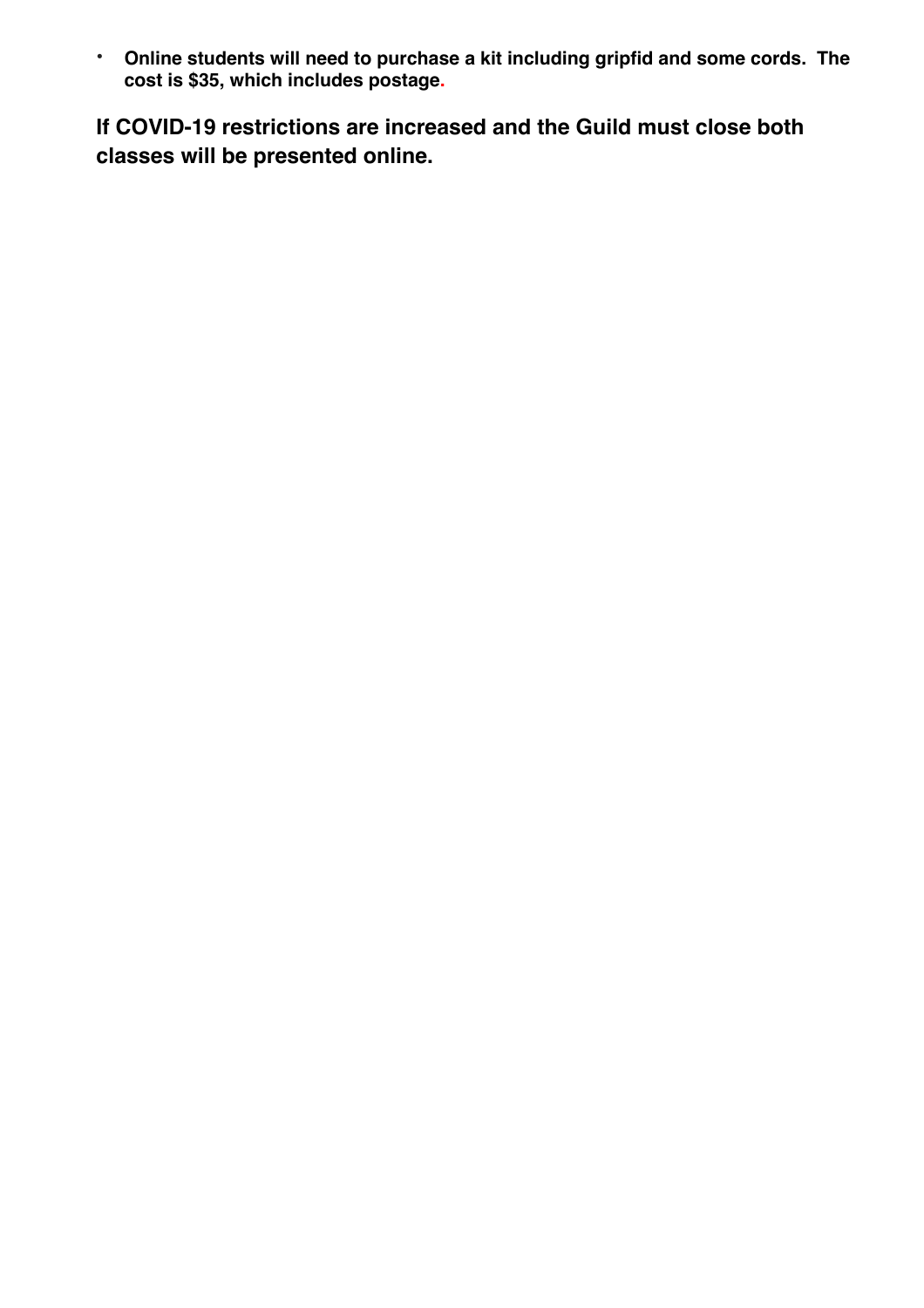- **Online students will need to purchase a kit including gripfid and some cords. The cost is $35, which includes postage.**

**If COVID-19 restrictions are increased and the Guild must close both classes will be presented online.**